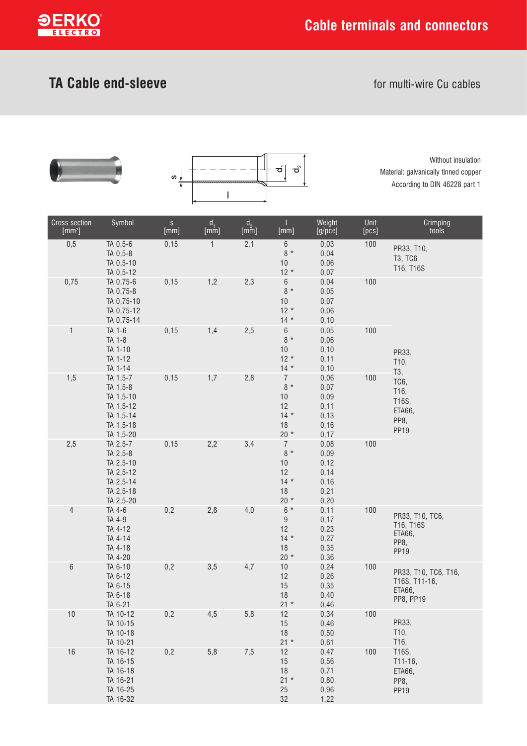# TA Cable end-sleeve

for multi-wire Cu cables

Without insulation
Material: galvanically tinned copper
According to DIN 46228 part 1

| Cross section [mm²] | Symbol | s [mm] | $d_1$ [mm] | $d_2$ [mm] | l [mm] | Weight [g/pce] | Unit [pcs] | Crimping tools |
|---|---|---|---|---|---|---|---|---|
| 0,5 | TA 0,5-6 | 0,15 | 1 | 2,1 | 6 | 0,03 | 100 | PR33, T10, T3, TC6 T16, T16S |
| | TA 0,5-8 | | | | 8 * | 0,04 | | |
| | TA 0,5-10 | | | | 10 | 0,06 | | |
| | TA 0,5-12 | | | | 12 * | 0,07 | | |
| 0,75 | TA 0,75-6 | 0,15 | 1,2 | 2,3 | 6 | 0,04 | 100 | PR33, T10, T3, TC6, T16, T16S, ETA66, PP8, PP19 |
| | TA 0,75-8 | | | | 8 * | 0,05 | | |
| | TA 0,75-10 | | | | 10 | 0,07 | | |
| | TA 0,75-12 | | | | 12 * | 0,06 | | |
| | TA 0,75-14 | | | | 14 * | 0,10 | | |
| 1 | TA 1-6 | 0,15 | 1,4 | 2,5 | 6 | 0,05 | 100 | |
| | TA 1-8 | | | | 8 * | 0,06 | | |
| | TA 1-10 | | | | 10 | 0,10 | | |
| | TA 1-12 | | | | 12 * | 0,11 | | |
| | TA 1-14 | | | | 14 * | 0,10 | | |
| 1,5 | TA 1,5-7 | 0,15 | 1,7 | 2,8 | 7 | 0,06 | 100 | |
| | TA 1,5-8 | | | | 8 * | 0,07 | | |
| | TA 1,5-10 | | | | 10 | 0,09 | | |
| | TA 1,5-12 | | | | 12 | 0,11 | | |
| | TA 1,5-14 | | | | 14 * | 0,13 | | |
| | TA 1,5-18 | | | | 18 | 0,16 | | |
| | TA 1,5-20 | | | | 20 * | 0,17 | | |
| 2,5 | TA 2,5-7 | 0,15 | 2,2 | 3,4 | 7 | 0,08 | 100 | |
| | TA 2,5-8 | | | | 8 * | 0,09 | | |
| | TA 2,5-10 | | | | 10 | 0,12 | | |
| | TA 2,5-12 | | | | 12 | 0,14 | | |
| | TA 2,5-14 | | | | 14 * | 0,16 | | |
| | TA 2,5-18 | | | | 18 | 0,21 | | |
| | TA 2,5-20 | | | | 20 * | 0,20 | | |
| 4 | TA 4-6 | 0,2 | 2,8 | 4,0 | 6 * | 0,11 | 100 | PR33, T10, TC6, T16, T16S ETA66, PP8, PP19 |
| | TA 4-9 | | | | 9 | 0,17 | | |
| | TA 4-12 | | | | 12 | 0,23 | | |
| | TA 4-14 | | | | 14 * | 0,27 | | |
| | TA 4-18 | | | | 18 | 0,35 | | |
| | TA 4-20 | | | | 20 * | 0,36 | | |
| 6 | TA 6-10 | 0,2 | 3,5 | 4,7 | 10 | 0,24 | 100 | PR33, T10, TC6, T16, T16S, T11-16, ETA66, PP8, PP19 |
| | TA 6-12 | | | | 12 | 0,26 | | |
| | TA 6-15 | | | | 15 | 0,35 | | |
| | TA 6-18 | | | | 18 | 0,40 | | |
| | TA 6-21 | | | | 21 * | 0,46 | | |
| 10 | TA 10-12 | 0,2 | 4,5 | 5,8 | 12 | 0,34 | 100 | PR33, T10, T16, T16S, T11-16, ETA66, PP8, PP19 |
| | TA 10-15 | | | | 15 | 0,46 | | |
| | TA 10-18 | | | | 18 | 0,50 | | |
| | TA 10-21 | | | | 21 * | 0,61 | | |
| 16 | TA 16-12 | 0,2 | 5,8 | 7,5 | 12 | 0,47 | 100 | |
| | TA 16-15 | | | | 15 | 0,56 | | |
| | TA 16-18 | | | | 18 | 0,71 | | |
| | TA 16-21 | | | | 21 * | 0,80 | | |
| | TA 16-25 | | | | 25 | 0,96 | | |
| | TA 16-32 | | | | 32 | 1,22 | | |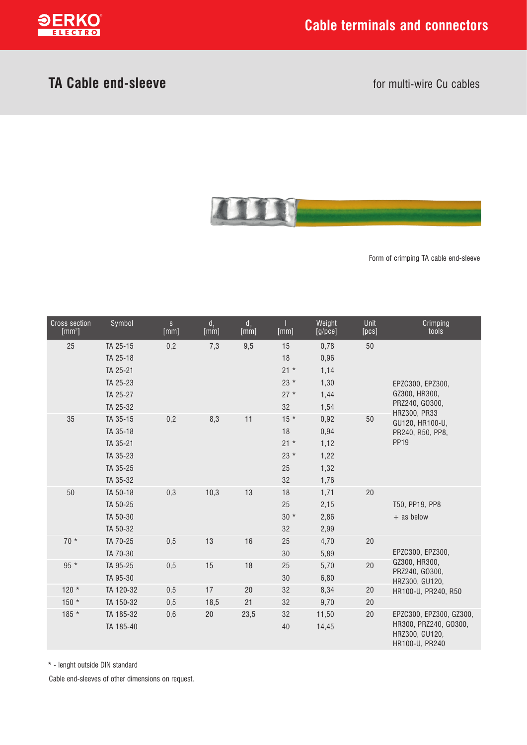# TA Cable end-sleeve

for multi-wire Cu cables

Form of crimping TA cable end-sleeve

| Cross section [mm²] | Symbol | s [mm] | $d_1$ [mm] | $d_2$ [mm] | l [mm] | Weight [g/pce] | Unit [pcs] | Crimping tools |
|---|---|---|---|---|---|---|---|---|
| 25 | TA 25-15 | 0,2 | 7,3 | 9,5 | 15 | 0,78 | 50 | EPZC300, EPZ300, GZ300, HR300, PRZ240, GO300, HRZ300, PR33 GU120, HR100-U, PR240, R50, PP8, PP19 |
| | TA 25-18 | | | | 18 | 0,96 | | |
| | TA 25-21 | | | | 21 * | 1,14 | | |
| | TA 25-23 | | | | 23 * | 1,30 | | |
| | TA 25-27 | | | | 27 * | 1,44 | | |
| | TA 25-32 | | | | 32 | 1,54 | | |
| 35 | TA 35-15 | 0,2 | 8,3 | 11 | 15 * | 0,92 | 50 | |
| | TA 35-18 | | | | 18 | 0,94 | | |
| | TA 35-21 | | | | 21 * | 1,12 | | |
| | TA 35-23 | | | | 23 * | 1,22 | | |
| | TA 35-25 | | | | 25 | 1,32 | | |
| | TA 35-32 | | | | 32 | 1,76 | | |
| 50 | TA 50-18 | 0,3 | 10,3 | 13 | 18 | 1,71 | 20 | T50, PP19, PP8 + as below |
| | TA 50-25 | | | | 25 | 2,15 | | |
| | TA 50-30 | | | | 30 * | 2,86 | | |
| | TA 50-32 | | | | 32 | 2,99 | | |
| 70 * | TA 70-25 | 0,5 | 13 | 16 | 25 | 4,70 | 20 | EPZC300, EPZ300, GZ300, HR300, PRZ240, GO300, HRZ300, GU120, HR100-U, PR240, R50 |
| | TA 70-30 | | | | 30 | 5,89 | | |
| 95 * | TA 95-25 | 0,5 | 15 | 18 | 25 | 5,70 | 20 | |
| | TA 95-30 | | | | 30 | 6,80 | | |
| 120 * | TA 120-32 | 0,5 | 17 | 20 | 32 | 8,34 | 20 | |
| 150 * | TA 150-32 | 0,5 | 18,5 | 21 | 32 | 9,70 | 20 | |
| 185 * | TA 185-32 | 0,6 | 20 | 23,5 | 32 | 11,50 | 20 | EPZC300, EPZ300, GZ300, HR300, PRZ240, GO300, HRZ300, GU120, HR100-U, PR240 |
| | TA 185-40 | | | | 40 | 14,45 | | |

* - lenght outside DIN standard

Cable end-sleeves of other dimensions on request.